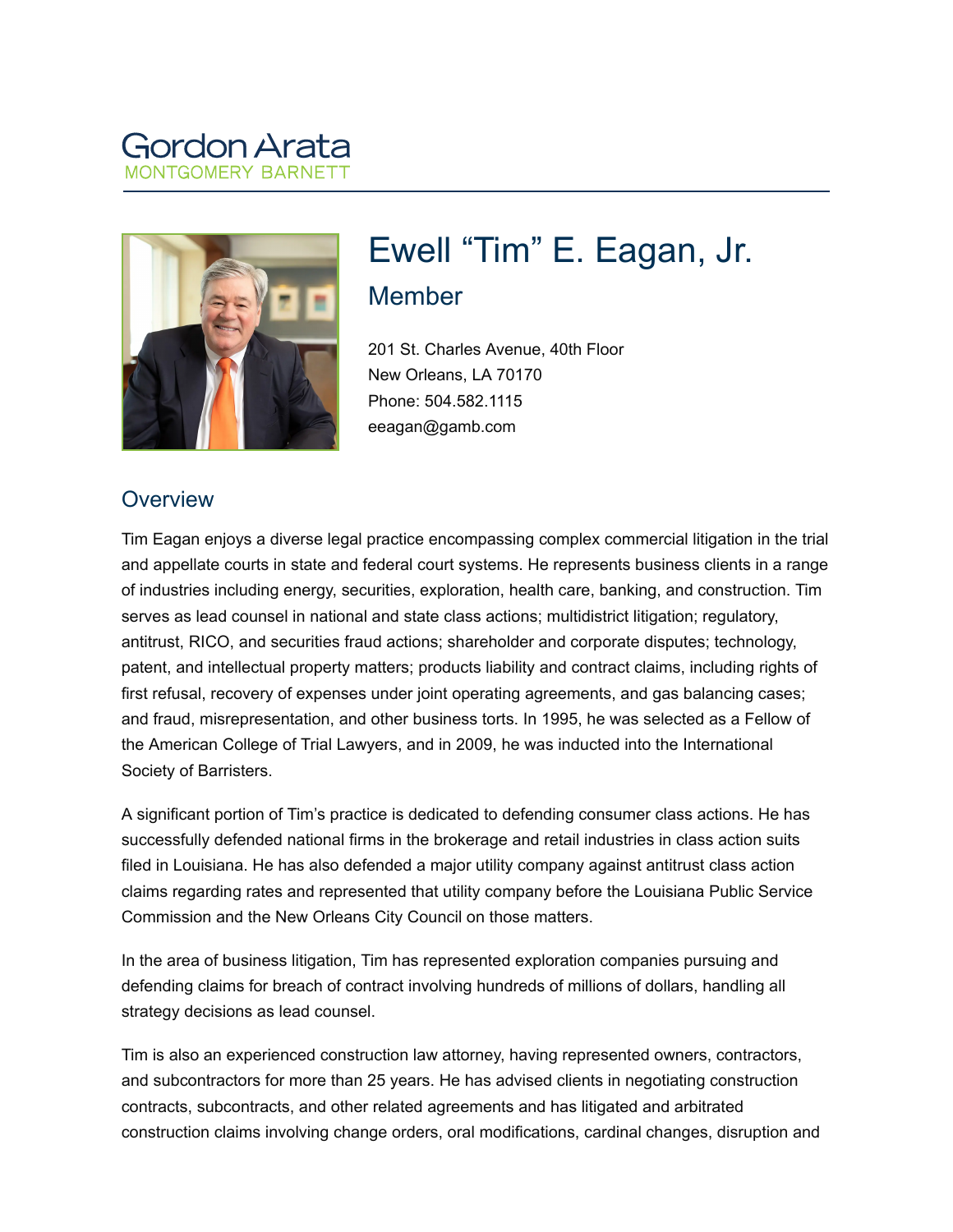Gordon Arata
MONTGOMERY BARNETT

# Ewell "Tim" E. Eagan, Jr.

## Member

201 St. Charles Avenue, 40th Floor
New Orleans, LA 70170
Phone: 504.582.1115
eeagan@gamb.com

## Overview

Tim Eagan enjoys a diverse legal practice encompassing complex commercial litigation in the trial and appellate courts in state and federal court systems. He represents business clients in a range of industries including energy, securities, exploration, health care, banking, and construction. Tim serves as lead counsel in national and state class actions; multidistrict litigation; regulatory, antitrust, RICO, and securities fraud actions; shareholder and corporate disputes; technology, patent, and intellectual property matters; products liability and contract claims, including rights of first refusal, recovery of expenses under joint operating agreements, and gas balancing cases; and fraud, misrepresentation, and other business torts. In 1995, he was selected as a Fellow of the American College of Trial Lawyers, and in 2009, he was inducted into the International Society of Barristers.

A significant portion of Tim's practice is dedicated to defending consumer class actions. He has successfully defended national firms in the brokerage and retail industries in class action suits filed in Louisiana. He has also defended a major utility company against antitrust class action claims regarding rates and represented that utility company before the Louisiana Public Service Commission and the New Orleans City Council on those matters.

In the area of business litigation, Tim has represented exploration companies pursuing and defending claims for breach of contract involving hundreds of millions of dollars, handling all strategy decisions as lead counsel.

Tim is also an experienced construction law attorney, having represented owners, contractors, and subcontractors for more than 25 years. He has advised clients in negotiating construction contracts, subcontracts, and other related agreements and has litigated and arbitrated construction claims involving change orders, oral modifications, cardinal changes, disruption and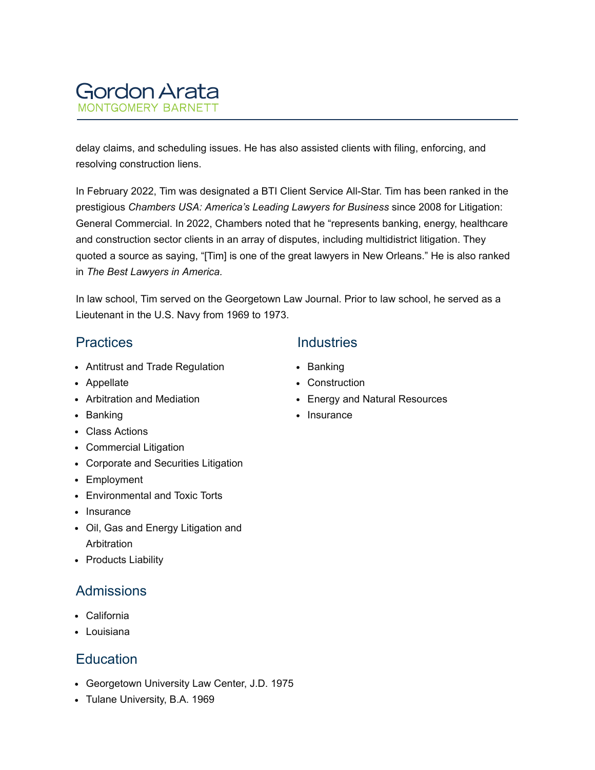delay claims, and scheduling issues. He has also assisted clients with filing, enforcing, and resolving construction liens.

In February 2022, Tim was designated a BTI Client Service All-Star. Tim has been ranked in the prestigious *Chambers USA: America's Leading Lawyers for Business* since 2008 for Litigation: General Commercial. In 2022, Chambers noted that he "represents banking, energy, healthcare and construction sector clients in an array of disputes, including multidistrict litigation. They quoted a source as saying, "[Tim] is one of the great lawyers in New Orleans." He is also ranked in *The Best Lawyers in America.*

In law school, Tim served on the Georgetown Law Journal. Prior to law school, he served as a Lieutenant in the U.S. Navy from 1969 to 1973.

## Practices

- Antitrust and Trade Regulation
- Appellate
- Arbitration and Mediation
- Banking
- Class Actions
- Commercial Litigation
- Corporate and Securities Litigation
- Employment
- Environmental and Toxic Torts
- Insurance
- Oil, Gas and Energy Litigation and Arbitration
- Products Liability

## Industries

- Banking
- Construction
- Energy and Natural Resources
- Insurance

## Admissions

- California
- Louisiana

## Education

- Georgetown University Law Center, J.D. 1975
- Tulane University, B.A. 1969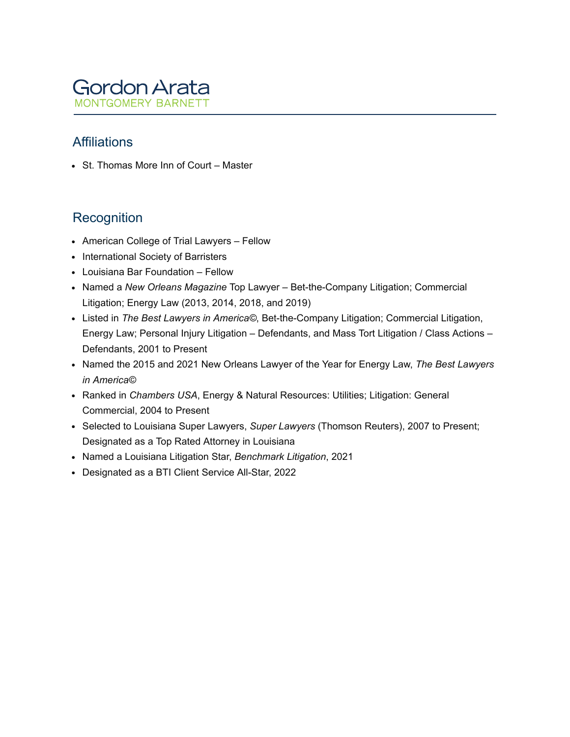## Affiliations

- St. Thomas More Inn of Court – Master

## Recognition

- American College of Trial Lawyers – Fellow
- International Society of Barristers
- Louisiana Bar Foundation – Fellow
- Named a *New Orleans Magazine* Top Lawyer – Bet-the-Company Litigation; Commercial Litigation; Energy Law (2013, 2014, 2018, and 2019)
- Listed in *The Best Lawyers in America©*, Bet-the-Company Litigation; Commercial Litigation, Energy Law; Personal Injury Litigation – Defendants, and Mass Tort Litigation / Class Actions – Defendants, 2001 to Present
- Named the 2015 and 2021 New Orleans Lawyer of the Year for Energy Law, *The Best Lawyers in America©*
- Ranked in *Chambers USA*, Energy & Natural Resources: Utilities; Litigation: General Commercial, 2004 to Present
- Selected to Louisiana Super Lawyers, *Super Lawyers* (Thomson Reuters), 2007 to Present; Designated as a Top Rated Attorney in Louisiana
- Named a Louisiana Litigation Star, *Benchmark Litigation*, 2021
- Designated as a BTI Client Service All-Star, 2022